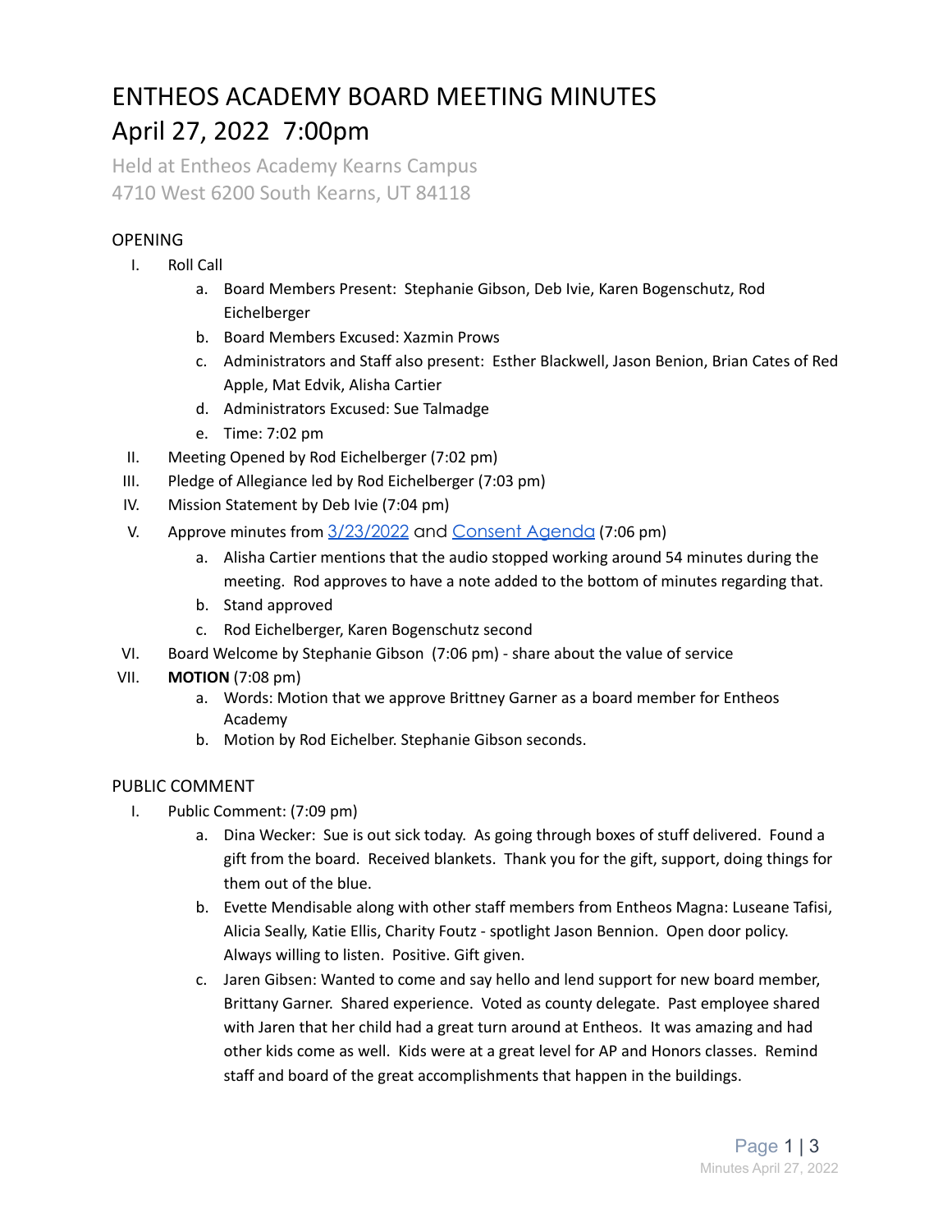# ENTHEOS ACADEMY BOARD MEETING MINUTES

# April 27, 2022 7:00pm

Held at Entheos Academy Kearns Campus
4710 West 6200 South Kearns, UT 84118

## OPENING

I. Roll Call
   a. Board Members Present: Stephanie Gibson, Deb Ivie, Karen Bogenschutz, Rod Eichelberger
   b. Board Members Excused: Xazmin Prows
   c. Administrators and Staff also present: Esther Blackwell, Jason Benion, Brian Cates of Red Apple, Mat Edvik, Alisha Cartier
   d. Administrators Excused: Sue Talmadge
   e. Time: 7:02 pm

II. Meeting Opened by Rod Eichelberger (7:02 pm)

III. Pledge of Allegiance led by Rod Eichelberger (7:03 pm)

IV. Mission Statement by Deb Ivie (7:04 pm)

V. Approve minutes from 3/23/2022 and Consent Agenda (7:06 pm)
   a. Alisha Cartier mentions that the audio stopped working around 54 minutes during the meeting. Rod approves to have a note added to the bottom of minutes regarding that.
   b. Stand approved
   c. Rod Eichelberger, Karen Bogenschutz second

VI. Board Welcome by Stephanie Gibson (7:06 pm) - share about the value of service

VII. **MOTION** (7:08 pm)
   a. Words: Motion that we approve Brittney Garner as a board member for Entheos Academy
   b. Motion by Rod Eichelber. Stephanie Gibson seconds.

## PUBLIC COMMENT

I. Public Comment: (7:09 pm)
   a. Dina Wecker: Sue is out sick today. As going through boxes of stuff delivered. Found a gift from the board. Received blankets. Thank you for the gift, support, doing things for them out of the blue.
   b. Evette Mendisable along with other staff members from Entheos Magna: Luseane Tafisi, Alicia Seally, Katie Ellis, Charity Foutz - spotlight Jason Bennion. Open door policy. Always willing to listen. Positive. Gift given.
   c. Jaren Gibsen: Wanted to come and say hello and lend support for new board member, Brittany Garner. Shared experience. Voted as county delegate. Past employee shared with Jaren that her child had a great turn around at Entheos. It was amazing and had other kids come as well. Kids were at a great level for AP and Honors classes. Remind staff and board of the great accomplishments that happen in the buildings.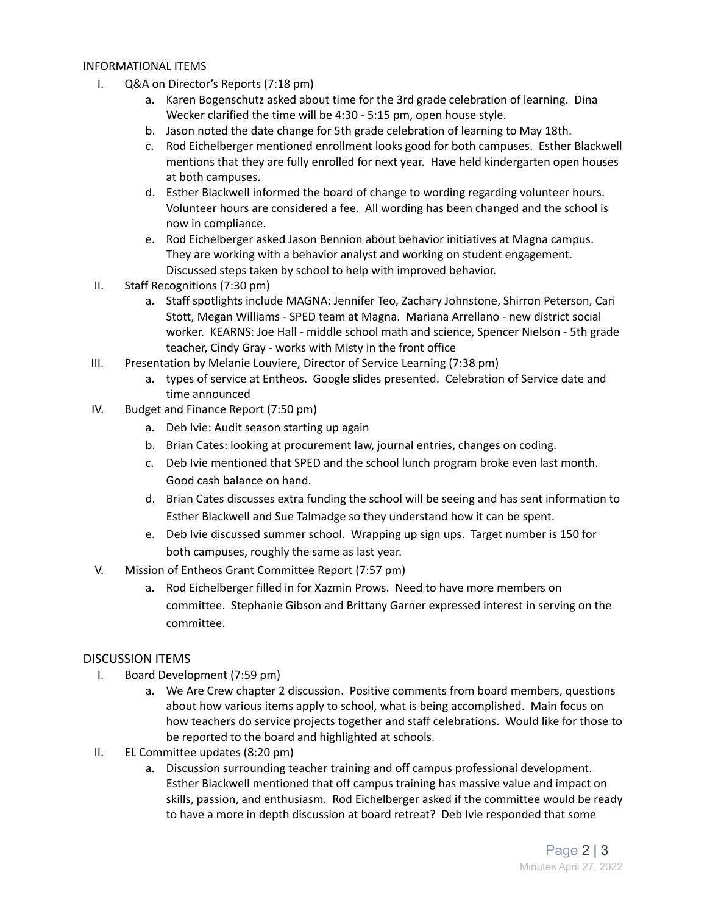INFORMATIONAL ITEMS

I. Q&A on Director's Reports (7:18 pm)
   a. Karen Bogenschutz asked about time for the 3rd grade celebration of learning. Dina Wecker clarified the time will be 4:30 - 5:15 pm, open house style.
   b. Jason noted the date change for 5th grade celebration of learning to May 18th.
   c. Rod Eichelberger mentioned enrollment looks good for both campuses. Esther Blackwell mentions that they are fully enrolled for next year. Have held kindergarten open houses at both campuses.
   d. Esther Blackwell informed the board of change to wording regarding volunteer hours. Volunteer hours are considered a fee. All wording has been changed and the school is now in compliance.
   e. Rod Eichelberger asked Jason Bennion about behavior initiatives at Magna campus. They are working with a behavior analyst and working on student engagement. Discussed steps taken by school to help with improved behavior.

II. Staff Recognitions (7:30 pm)
   a. Staff spotlights include MAGNA: Jennifer Teo, Zachary Johnstone, Shirron Peterson, Cari Stott, Megan Williams - SPED team at Magna. Mariana Arrellano - new district social worker. KEARNS: Joe Hall - middle school math and science, Spencer Nielson - 5th grade teacher, Cindy Gray - works with Misty in the front office

III. Presentation by Melanie Louviere, Director of Service Learning (7:38 pm)
   a. types of service at Entheos. Google slides presented. Celebration of Service date and time announced

IV. Budget and Finance Report (7:50 pm)
   a. Deb Ivie: Audit season starting up again
   b. Brian Cates: looking at procurement law, journal entries, changes on coding.
   c. Deb Ivie mentioned that SPED and the school lunch program broke even last month. Good cash balance on hand.
   d. Brian Cates discusses extra funding the school will be seeing and has sent information to Esther Blackwell and Sue Talmadge so they understand how it can be spent.
   e. Deb Ivie discussed summer school. Wrapping up sign ups. Target number is 150 for both campuses, roughly the same as last year.

V. Mission of Entheos Grant Committee Report (7:57 pm)
   a. Rod Eichelberger filled in for Xazmin Prows. Need to have more members on committee. Stephanie Gibson and Brittany Garner expressed interest in serving on the committee.

DISCUSSION ITEMS

I. Board Development (7:59 pm)
   a. We Are Crew chapter 2 discussion. Positive comments from board members, questions about how various items apply to school, what is being accomplished. Main focus on how teachers do service projects together and staff celebrations. Would like for those to be reported to the board and highlighted at schools.

II. EL Committee updates (8:20 pm)
   a. Discussion surrounding teacher training and off campus professional development. Esther Blackwell mentioned that off campus training has massive value and impact on skills, passion, and enthusiasm. Rod Eichelberger asked if the committee would be ready to have a more in depth discussion at board retreat? Deb Ivie responded that some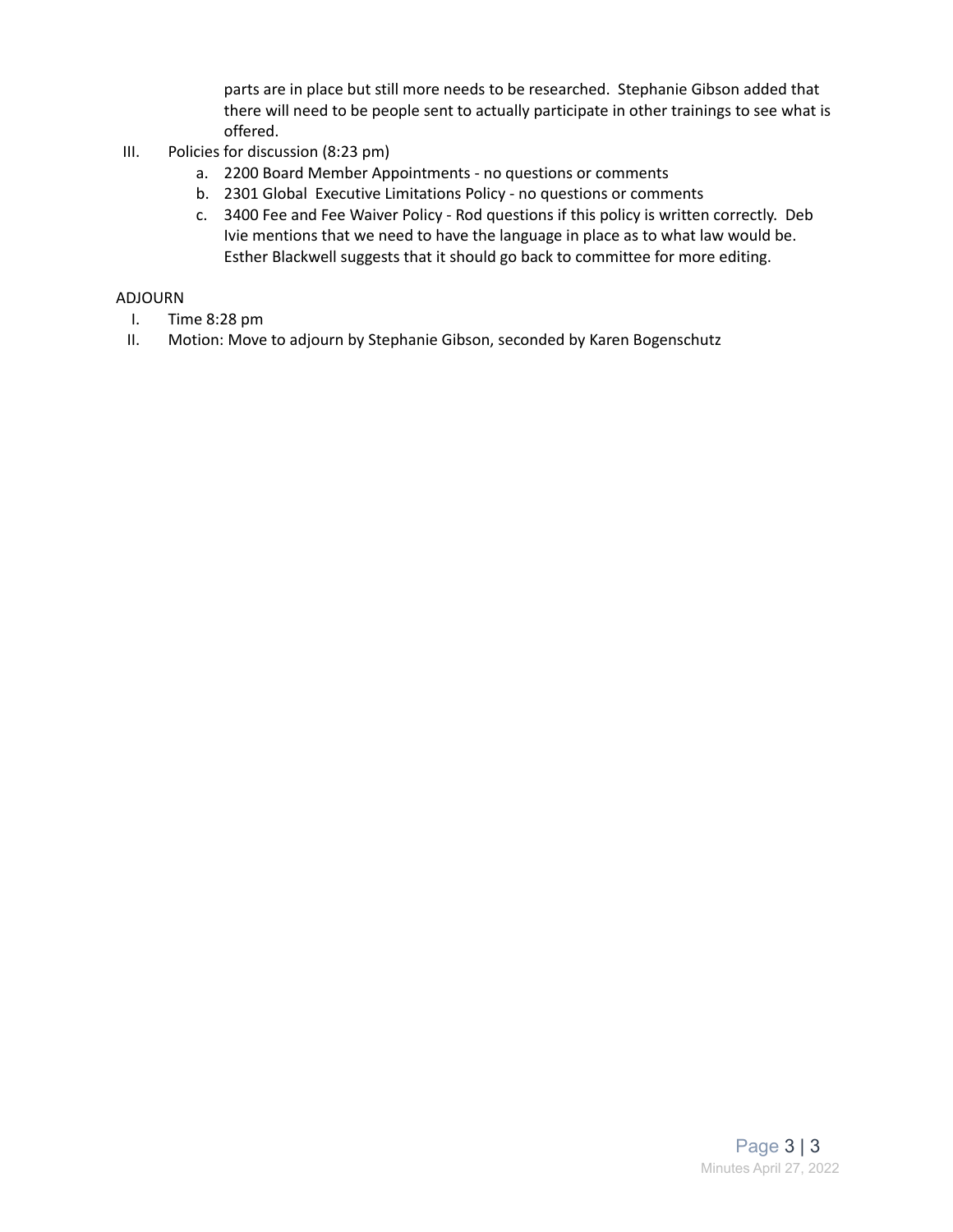parts are in place but still more needs to be researched. Stephanie Gibson added that there will need to be people sent to actually participate in other trainings to see what is offered.

III. Policies for discussion (8:23 pm)
   a. 2200 Board Member Appointments - no questions or comments
   b. 2301 Global Executive Limitations Policy - no questions or comments
   c. 3400 Fee and Fee Waiver Policy - Rod questions if this policy is written correctly. Deb Ivie mentions that we need to have the language in place as to what law would be. Esther Blackwell suggests that it should go back to committee for more editing.

ADJOURN

I. Time 8:28 pm
II. Motion: Move to adjourn by Stephanie Gibson, seconded by Karen Bogenschutz